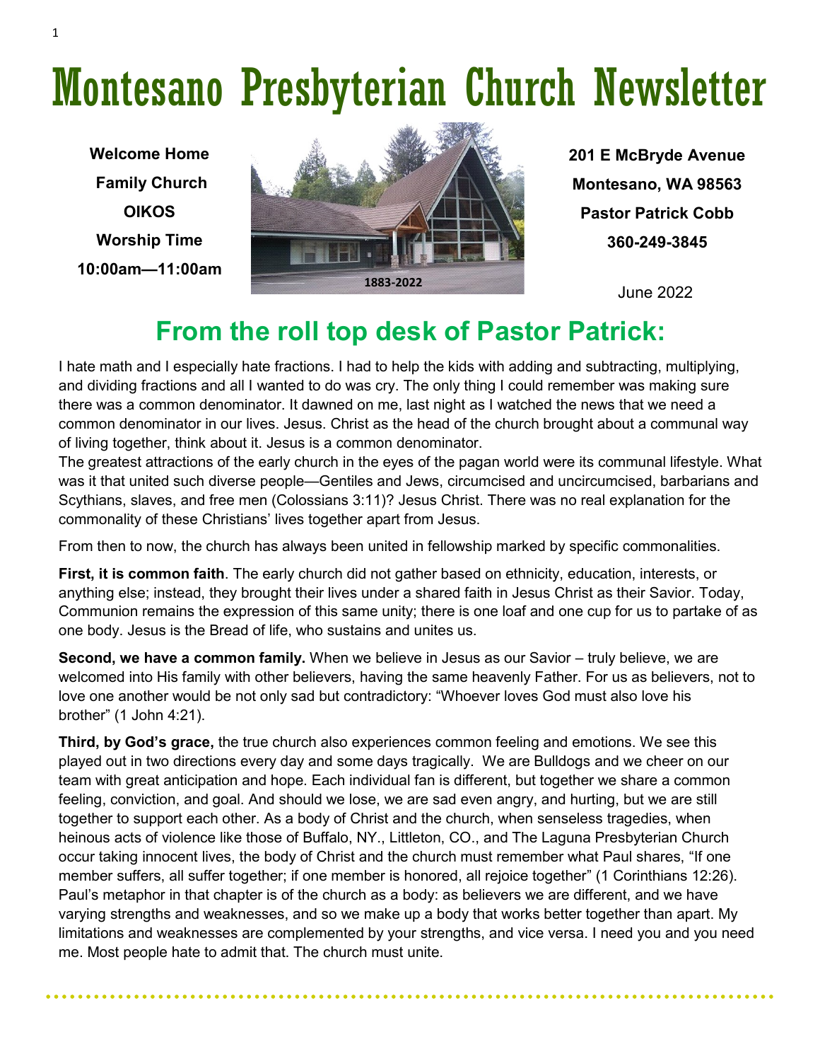# Montesano Presbyterian Church Newsletter

**Welcome Home**
**Family Church**
**OIKOS**
**Worship Time**
**10:00am—11:00am**

1883-2022

**201 E McBryde Avenue**
**Montesano, WA 98563**
**Pastor Patrick Cobb**
**360-249-3845**

June 2022

## From the roll top desk of Pastor Patrick:

I hate math and I especially hate fractions. I had to help the kids with adding and subtracting, multiplying, and dividing fractions and all I wanted to do was cry. The only thing I could remember was making sure there was a common denominator. It dawned on me, last night as I watched the news that we need a common denominator in our lives. Jesus. Christ as the head of the church brought about a communal way of living together, think about it. Jesus is a common denominator.

The greatest attractions of the early church in the eyes of the pagan world were its communal lifestyle. What was it that united such diverse people—Gentiles and Jews, circumcised and uncircumcised, barbarians and Scythians, slaves, and free men (Colossians 3:11)? Jesus Christ. There was no real explanation for the commonality of these Christians' lives together apart from Jesus.

From then to now, the church has always been united in fellowship marked by specific commonalities.

**First, it is common faith**. The early church did not gather based on ethnicity, education, interests, or anything else; instead, they brought their lives under a shared faith in Jesus Christ as their Savior. Today, Communion remains the expression of this same unity; there is one loaf and one cup for us to partake of as one body. Jesus is the Bread of life, who sustains and unites us.

**Second, we have a common family.** When we believe in Jesus as our Savior – truly believe, we are welcomed into His family with other believers, having the same heavenly Father. For us as believers, not to love one another would be not only sad but contradictory: "Whoever loves God must also love his brother" (1 John 4:21).

**Third, by God's grace,** the true church also experiences common feeling and emotions. We see this played out in two directions every day and some days tragically. We are Bulldogs and we cheer on our team with great anticipation and hope. Each individual fan is different, but together we share a common feeling, conviction, and goal. And should we lose, we are sad even angry, and hurting, but we are still together to support each other. As a body of Christ and the church, when senseless tragedies, when heinous acts of violence like those of Buffalo, NY., Littleton, CO., and The Laguna Presbyterian Church occur taking innocent lives, the body of Christ and the church must remember what Paul shares, "If one member suffers, all suffer together; if one member is honored, all rejoice together" (1 Corinthians 12:26). Paul's metaphor in that chapter is of the church as a body: as believers we are different, and we have varying strengths and weaknesses, and so we make up a body that works better together than apart. My limitations and weaknesses are complemented by your strengths, and vice versa. I need you and you need me. Most people hate to admit that. The church must unite.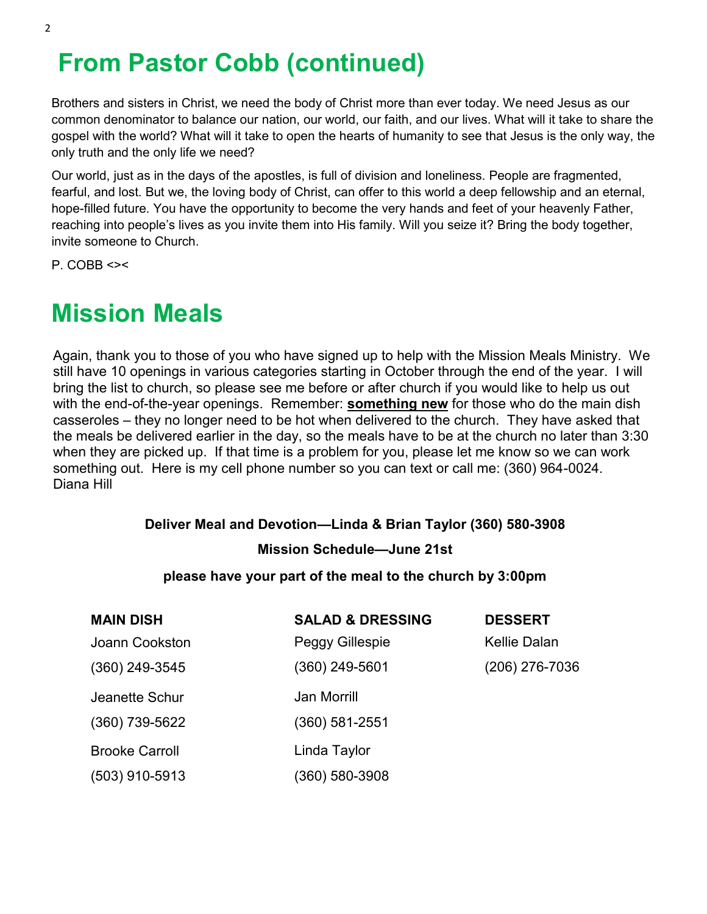# From Pastor Cobb (continued)

Brothers and sisters in Christ, we need the body of Christ more than ever today. We need Jesus as our common denominator to balance our nation, our world, our faith, and our lives. What will it take to share the gospel with the world? What will it take to open the hearts of humanity to see that Jesus is the only way, the only truth and the only life we need?

Our world, just as in the days of the apostles, is full of division and loneliness. People are fragmented, fearful, and lost. But we, the loving body of Christ, can offer to this world a deep fellowship and an eternal, hope-filled future. You have the opportunity to become the very hands and feet of your heavenly Father, reaching into people's lives as you invite them into His family. Will you seize it? Bring the body together, invite someone to Church.

P. COBB <><

# Mission Meals

Again, thank you to those of you who have signed up to help with the Mission Meals Ministry. We still have 10 openings in various categories starting in October through the end of the year. I will bring the list to church, so please see me before or after church if you would like to help us out with the end-of-the-year openings. Remember: **something new** for those who do the main dish casseroles – they no longer need to be hot when delivered to the church. They have asked that the meals be delivered earlier in the day, so the meals have to be at the church no later than 3:30 when they are picked up. If that time is a problem for you, please let me know so we can work something out. Here is my cell phone number so you can text or call me: (360) 964-0024.
Diana Hill

**Deliver Meal and Devotion—Linda & Brian Taylor (360) 580-3908**

**Mission Schedule—June 21st**

**please have your part of the meal to the church by 3:00pm**

| MAIN DISH | SALAD & DRESSING | DESSERT |
|---|---|---|
| Joann Cookston | Peggy Gillespie | Kellie Dalan |
| (360) 249-3545 | (360) 249-5601 | (206) 276-7036 |
| Jeanette Schur | Jan Morrill | |
| (360) 739-5622 | (360) 581-2551 | |
| Brooke Carroll | Linda Taylor | |
| (503) 910-5913 | (360) 580-3908 | |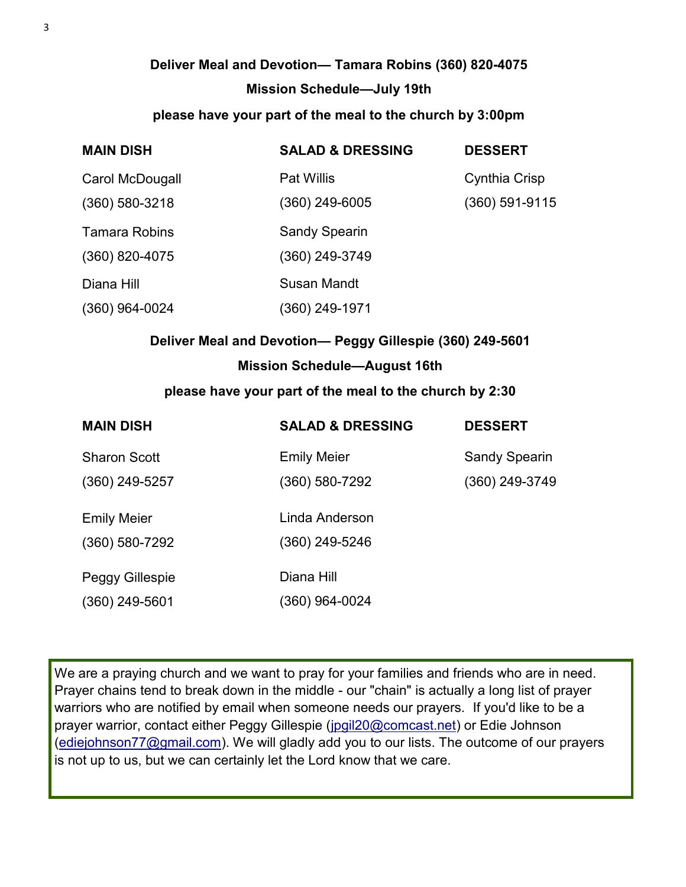**Deliver Meal and Devotion— Tamara Robins (360) 820-4075**

**Mission Schedule—July 19th**

**please have your part of the meal to the church by 3:00pm**

| MAIN DISH | SALAD & DRESSING | DESSERT |
|---|---|---|
| Carol McDougall<br>(360) 580-3218 | Pat Willis<br>(360) 249-6005 | Cynthia Crisp<br>(360) 591-9115 |
| Tamara Robins<br>(360) 820-4075 | Sandy Spearin<br>(360) 249-3749 | |
| Diana Hill<br>(360) 964-0024 | Susan Mandt<br>(360) 249-1971 | |

**Deliver Meal and Devotion— Peggy Gillespie (360) 249-5601**

**Mission Schedule—August 16th**

**please have your part of the meal to the church by 2:30**

| MAIN DISH | SALAD & DRESSING | DESSERT |
|---|---|---|
| Sharon Scott<br>(360) 249-5257 | Emily Meier<br>(360) 580-7292 | Sandy Spearin<br>(360) 249-3749 |
| Emily Meier<br>(360) 580-7292 | Linda Anderson<br>(360) 249-5246 | |
| Peggy Gillespie<br>(360) 249-5601 | Diana Hill<br>(360) 964-0024 | |

We are a praying church and we want to pray for your families and friends who are in need. Prayer chains tend to break down in the middle - our "chain" is actually a long list of prayer warriors who are notified by email when someone needs our prayers. If you'd like to be a prayer warrior, contact either Peggy Gillespie (jpgil20@comcast.net) or Edie Johnson (ediejohnson77@gmail.com). We will gladly add you to our lists. The outcome of our prayers is not up to us, but we can certainly let the Lord know that we care.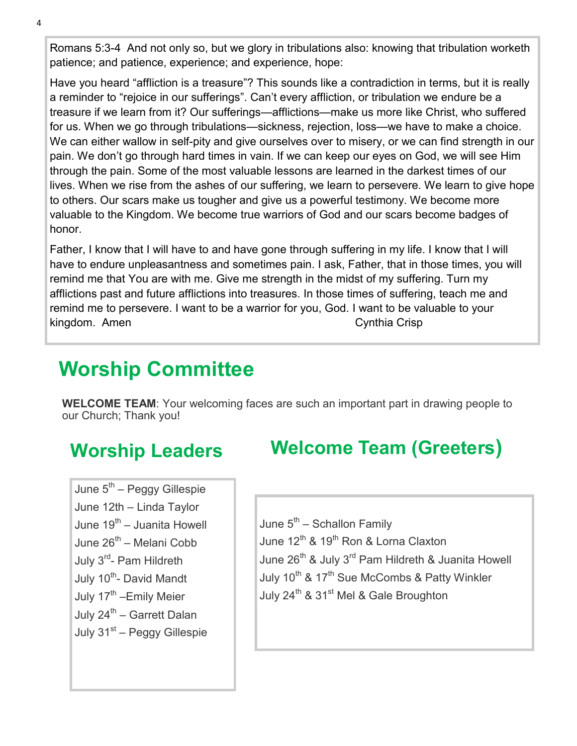Romans 5:3-4 And not only so, but we glory in tribulations also: knowing that tribulation worketh patience; and patience, experience; and experience, hope:

Have you heard "affliction is a treasure"? This sounds like a contradiction in terms, but it is really a reminder to "rejoice in our sufferings". Can't every affliction, or tribulation we endure be a treasure if we learn from it? Our sufferings—afflictions—make us more like Christ, who suffered for us. When we go through tribulations—sickness, rejection, loss—we have to make a choice. We can either wallow in self-pity and give ourselves over to misery, or we can find strength in our pain. We don't go through hard times in vain. If we can keep our eyes on God, we will see Him through the pain. Some of the most valuable lessons are learned in the darkest times of our lives. When we rise from the ashes of our suffering, we learn to persevere. We learn to give hope to others. Our scars make us tougher and give us a powerful testimony. We become more valuable to the Kingdom. We become true warriors of God and our scars become badges of honor.

Father, I know that I will have to and have gone through suffering in my life. I know that I will have to endure unpleasantness and sometimes pain. I ask, Father, that in those times, you will remind me that You are with me. Give me strength in the midst of my suffering. Turn my afflictions past and future afflictions into treasures. In those times of suffering, teach me and remind me to persevere. I want to be a warrior for you, God. I want to be valuable to your kingdom. Amen

Cynthia Crisp

# Worship Committee

**WELCOME TEAM**: Your welcoming faces are such an important part in drawing people to our Church; Thank you!

## Worship Leaders

June 5th – Peggy Gillespie
June 12th – Linda Taylor
June 19th – Juanita Howell
June 26th – Melani Cobb
July 3rd- Pam Hildreth
July 10th- David Mandt
July 17th –Emily Meier
July 24th – Garrett Dalan
July 31st – Peggy Gillespie

## Welcome Team (Greeters)

June 5th – Schallon Family
June 12th & 19th Ron & Lorna Claxton
June 26th & July 3rd Pam Hildreth & Juanita Howell
July 10th & 17th Sue McCombs & Patty Winkler
July 24th & 31st Mel & Gale Broughton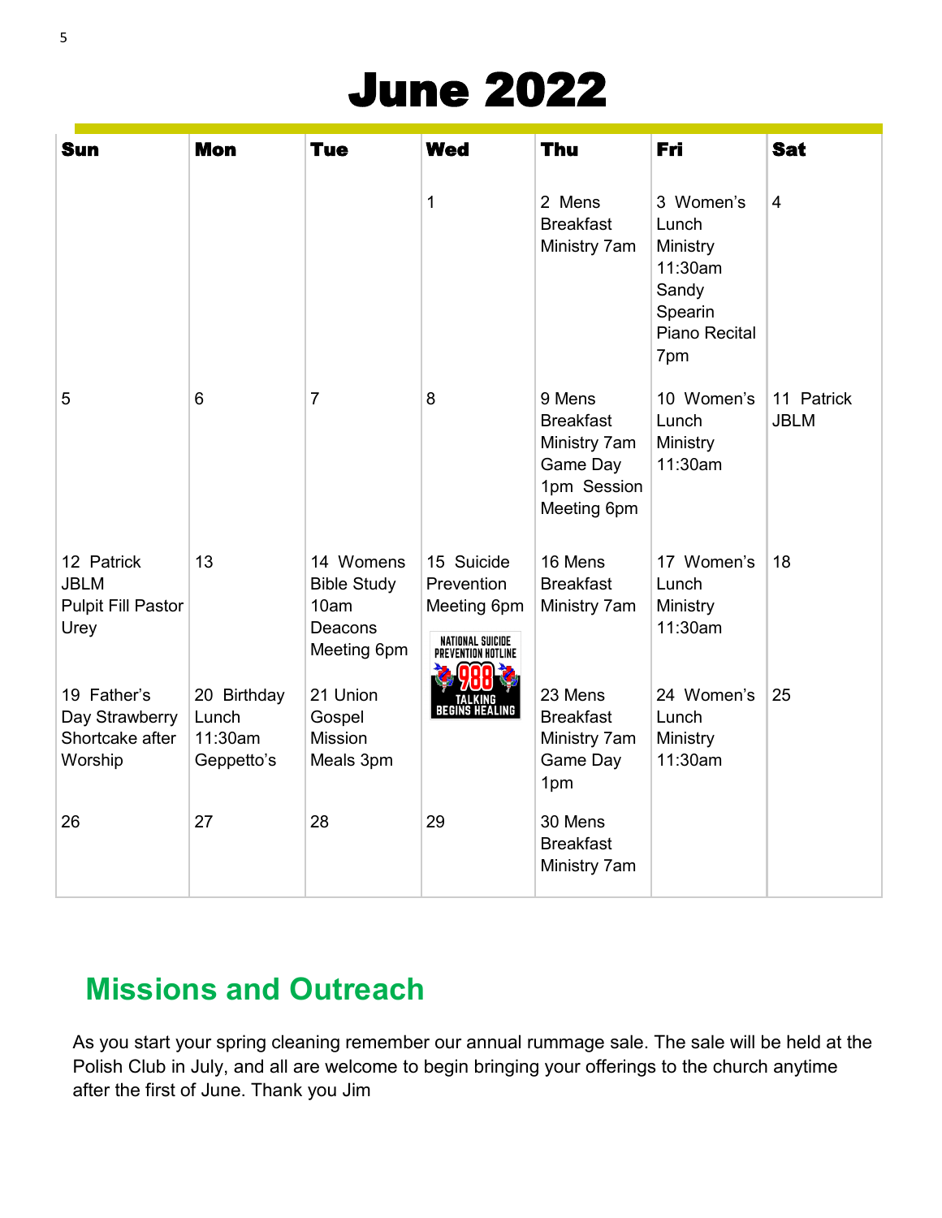# June 2022

| Sun | Mon | Tue | Wed | Thu | Fri | Sat |
|---|---|---|---|---|---|---|
| | | | 1 | 2 Mens Breakfast Ministry 7am | 3 Women's Lunch Ministry 11:30am Sandy Spearin Piano Recital 7pm | 4 |
| 5 | 6 | 7 | 8 | 9 Mens Breakfast Ministry 7am Game Day 1pm Session Meeting 6pm | 10 Women's Lunch Ministry 11:30am | 11 Patrick JBLM |
| 12 Patrick JBLM Pulpit Fill Pastor Urey | 13 | 14 Womens Bible Study 10am Deacons Meeting 6pm | 15 Suicide Prevention Meeting 6pm NATIONAL SUICIDE PREVENTION HOTLINE 988 TALKING BEGINS HEALING | 16 Mens Breakfast Ministry 7am | 17 Women's Lunch Ministry 11:30am | 18 |
| 19 Father's Day Strawberry Shortcake after Worship | 20 Birthday Lunch 11:30am Geppetto's | 21 Union Gospel Mission Meals 3pm | | 23 Mens Breakfast Ministry 7am Game Day 1pm | 24 Women's Lunch Ministry 11:30am | 25 |
| 26 | 27 | 28 | 29 | 30 Mens Breakfast Ministry 7am | | |

## Missions and Outreach

As you start your spring cleaning remember our annual rummage sale. The sale will be held at the Polish Club in July, and all are welcome to begin bringing your offerings to the church anytime after the first of June. Thank you Jim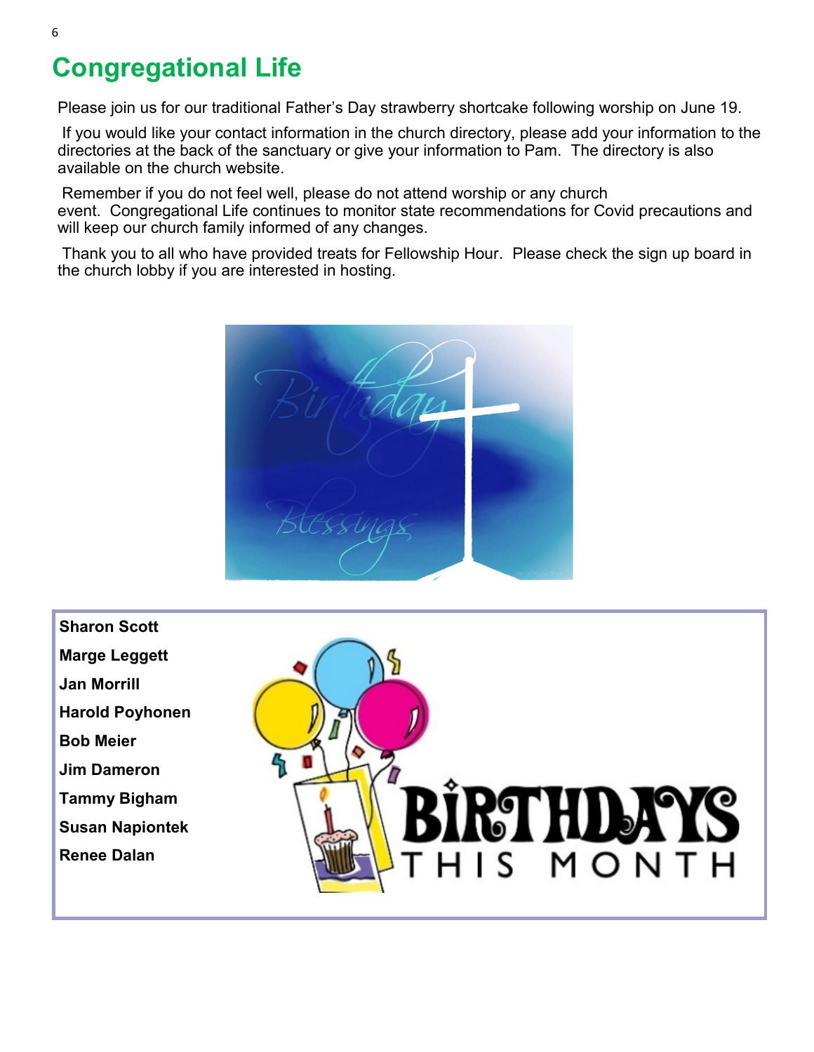# Congregational Life

Please join us for our traditional Father's Day strawberry shortcake following worship on June 19.

If you would like your contact information in the church directory, please add your information to the directories at the back of the sanctuary or give your information to Pam. The directory is also available on the church website.

Remember if you do not feel well, please do not attend worship or any church event. Congregational Life continues to monitor state recommendations for Covid precautions and will keep our church family informed of any changes.

Thank you to all who have provided treats for Fellowship Hour. Please check the sign up board in the church lobby if you are interested in hosting.

**Sharon Scott**

**Marge Leggett**

**Jan Morrill**

**Harold Poyhonen**

**Bob Meier**

**Jim Dameron**

**Tammy Bigham**

**Susan Napiontek**

**Renee Dalan**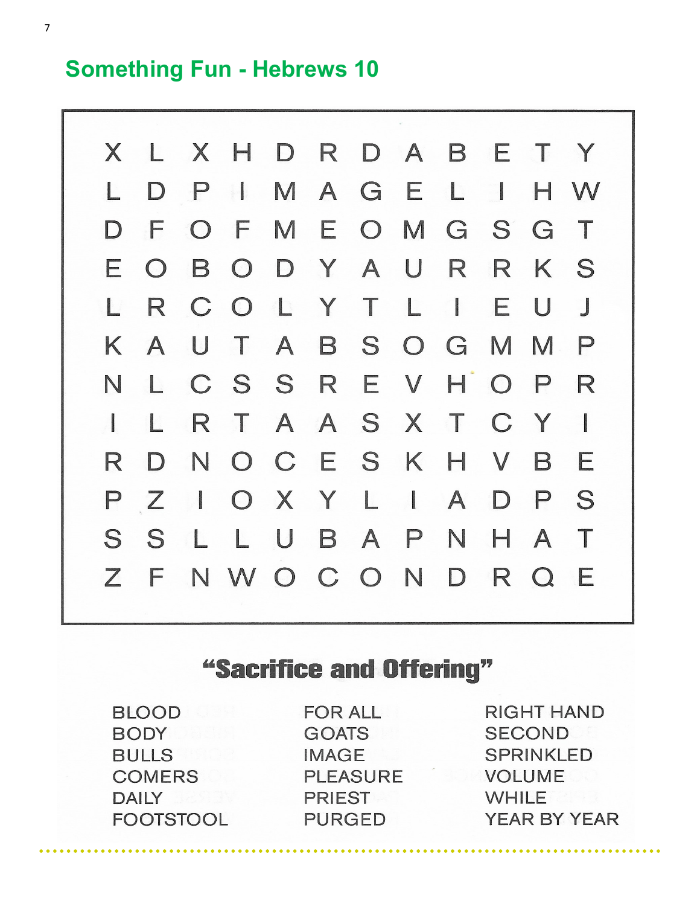## Something Fun - Hebrews 10

| | | | | | | | | | | | |
|---|---|---|---|---|---|---|---|---|---|---|---|
| X | L | X | H | D | R | D | A | B | E | T | Y |
| L | D | P | I | M | A | G | E | L | I | H | W |
| D | F | O | F | M | E | O | M | G | S | G | T |
| E | O | B | O | D | Y | A | U | R | R | K | S |
| L | R | C | O | L | Y | T | L | I | E | U | J |
| K | A | U | T | A | B | S | O | G | M | M | P |
| N | L | C | S | S | R | E | V | H | O | P | R |
| I | L | R | T | A | A | S | X | T | C | Y | I |
| R | D | N | O | C | E | S | K | H | V | B | E |
| P | Z | I | O | X | Y | L | I | A | D | P | S |
| S | S | L | L | U | B | A | P | N | H | A | T |
| Z | F | N | W | O | C | O | N | D | R | Q | E |

### "Sacrifice and Offering"

| | | |
|---|---|---|
| BLOOD | FOR ALL | RIGHT HAND |
| BODY | GOATS | SECOND |
| BULLS | IMAGE | SPRINKLED |
| COMERS | PLEASURE | VOLUME |
| DAILY | PRIEST | WHILE |
| FOOTSTOOL | PURGED | YEAR BY YEAR |